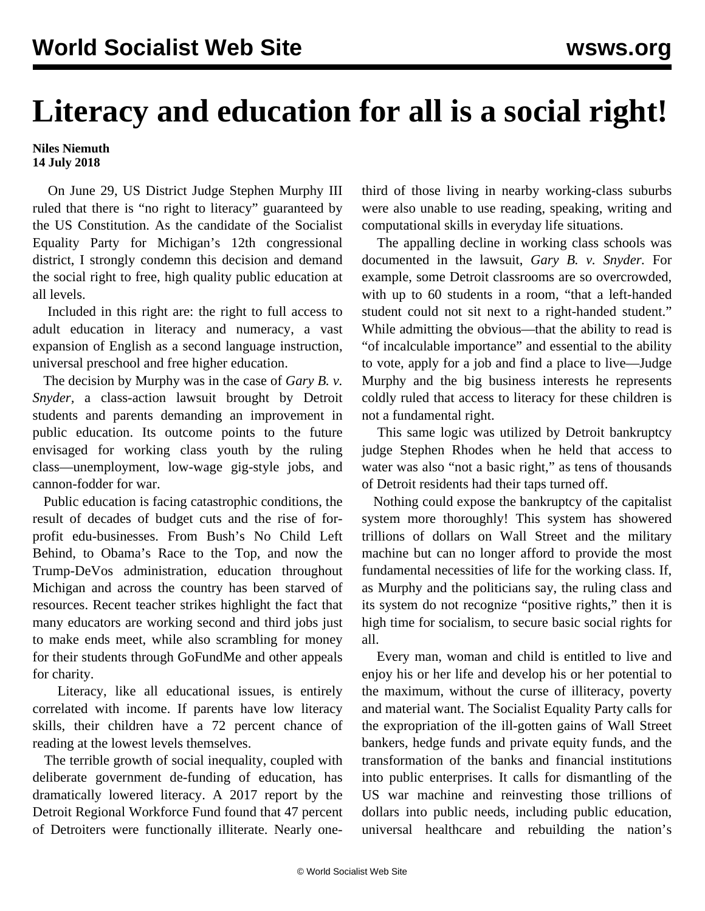# Literacy and education for all is a social right!

**Niles Niemuth**
**14 July 2018**

On June 29, US District Judge Stephen Murphy III ruled that there is "no right to literacy" guaranteed by the US Constitution. As the candidate of the Socialist Equality Party for Michigan's 12th congressional district, I strongly condemn this decision and demand the social right to free, high quality public education at all levels.

Included in this right are: the right to full access to adult education in literacy and numeracy, a vast expansion of English as a second language instruction, universal preschool and free higher education.

The decision by Murphy was in the case of *Gary B. v. Snyder*, a class-action lawsuit brought by Detroit students and parents demanding an improvement in public education. Its outcome points to the future envisaged for working class youth by the ruling class—unemployment, low-wage gig-style jobs, and cannon-fodder for war.

Public education is facing catastrophic conditions, the result of decades of budget cuts and the rise of for-profit edu-businesses. From Bush's No Child Left Behind, to Obama's Race to the Top, and now the Trump-DeVos administration, education throughout Michigan and across the country has been starved of resources. Recent teacher strikes highlight the fact that many educators are working second and third jobs just to make ends meet, while also scrambling for money for their students through GoFundMe and other appeals for charity.

Literacy, like all educational issues, is entirely correlated with income. If parents have low literacy skills, their children have a 72 percent chance of reading at the lowest levels themselves.

The terrible growth of social inequality, coupled with deliberate government de-funding of education, has dramatically lowered literacy. A 2017 report by the Detroit Regional Workforce Fund found that 47 percent of Detroiters were functionally illiterate. Nearly one-third of those living in nearby working-class suburbs were also unable to use reading, speaking, writing and computational skills in everyday life situations.

The appalling decline in working class schools was documented in the lawsuit, *Gary B. v. Snyder.* For example, some Detroit classrooms are so overcrowded, with up to 60 students in a room, "that a left-handed student could not sit next to a right-handed student." While admitting the obvious—that the ability to read is "of incalculable importance" and essential to the ability to vote, apply for a job and find a place to live—Judge Murphy and the big business interests he represents coldly ruled that access to literacy for these children is not a fundamental right.

This same logic was utilized by Detroit bankruptcy judge Stephen Rhodes when he held that access to water was also "not a basic right," as tens of thousands of Detroit residents had their taps turned off.

Nothing could expose the bankruptcy of the capitalist system more thoroughly! This system has showered trillions of dollars on Wall Street and the military machine but can no longer afford to provide the most fundamental necessities of life for the working class. If, as Murphy and the politicians say, the ruling class and its system do not recognize "positive rights," then it is high time for socialism, to secure basic social rights for all.

Every man, woman and child is entitled to live and enjoy his or her life and develop his or her potential to the maximum, without the curse of illiteracy, poverty and material want. The Socialist Equality Party calls for the expropriation of the ill-gotten gains of Wall Street bankers, hedge funds and private equity funds, and the transformation of the banks and financial institutions into public enterprises. It calls for dismantling of the US war machine and reinvesting those trillions of dollars into public needs, including public education, universal healthcare and rebuilding the nation's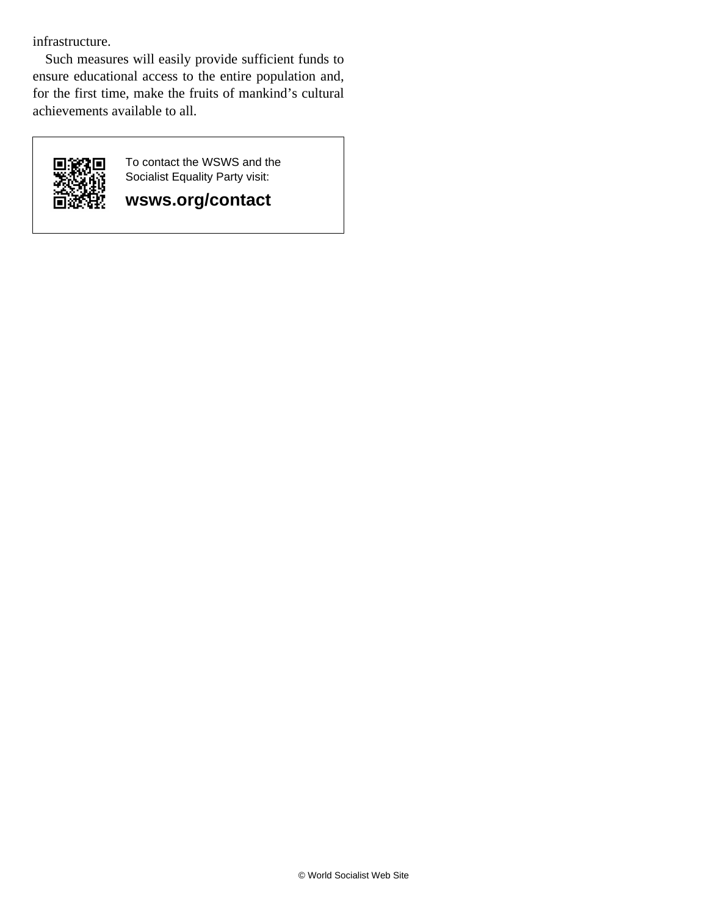infrastructure.

Such measures will easily provide sufficient funds to ensure educational access to the entire population and, for the first time, make the fruits of mankind's cultural achievements available to all.

To contact the WSWS and the Socialist Equality Party visit:

**wsws.org/contact**